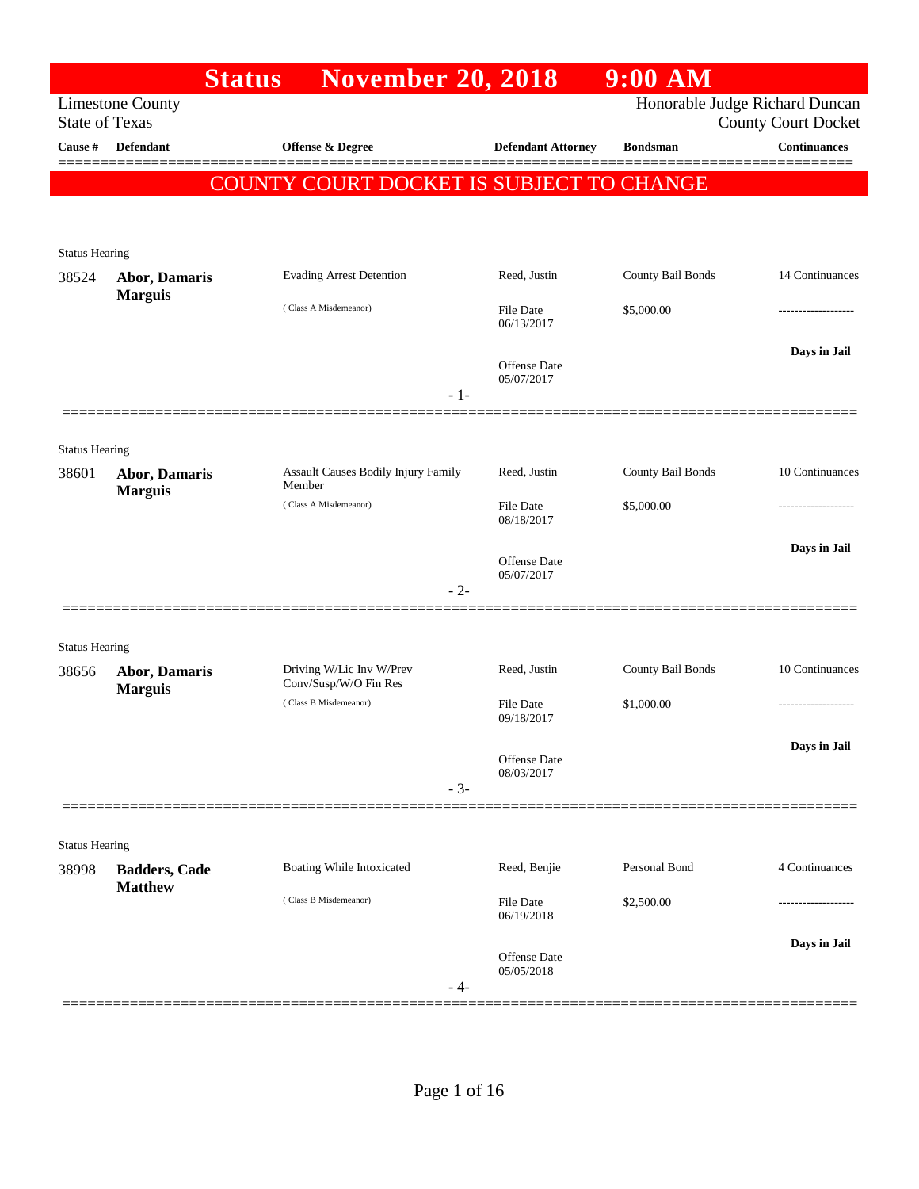# Status November 20, 2018 9:00 AM

Limestone County
State of Texas

Honorable Judge Richard Duncan
County Court Docket

**COUNTY COURT DOCKET IS SUBJECT TO CHANGE**

| Cause # | Defendant | Offense & Degree | Defendant Attorney | Bondsman | Continuances |
|---|---|---|---|---|---|
| **Status Hearing** | | | | | |
| 38524 | **Abor, Damaris Marguis** | Evading Arrest Detention (Class A Misdemeanor) | Reed, Justin<br>File Date 06/13/2017<br>Offense Date 05/07/2017 | County Bail Bonds<br>$5,000.00 | 14 Continuances<br>-------------------<br>**Days in Jail** |
| **Status Hearing** | | | | | |
| 38601 | **Abor, Damaris Marguis** | Assault Causes Bodily Injury Family Member (Class A Misdemeanor) | Reed, Justin<br>File Date 08/18/2017<br>Offense Date 05/07/2017 | County Bail Bonds<br>$5,000.00 | 10 Continuances<br>-------------------<br>**Days in Jail** |
| **Status Hearing** | | | | | |
| 38656 | **Abor, Damaris Marguis** | Driving W/Lic Inv W/Prev Conv/Susp/W/O Fin Res (Class B Misdemeanor) | Reed, Justin<br>File Date 09/18/2017<br>Offense Date 08/03/2017 | County Bail Bonds<br>$1,000.00 | 10 Continuances<br>-------------------<br>**Days in Jail** |
| **Status Hearing** | | | | | |
| 38998 | **Badders, Cade Matthew** | Boating While Intoxicated (Class B Misdemeanor) | Reed, Benjie<br>File Date 06/19/2018<br>Offense Date 05/05/2018 | Personal Bond<br>$2,500.00 | 4 Continuances<br>-------------------<br>**Days in Jail** |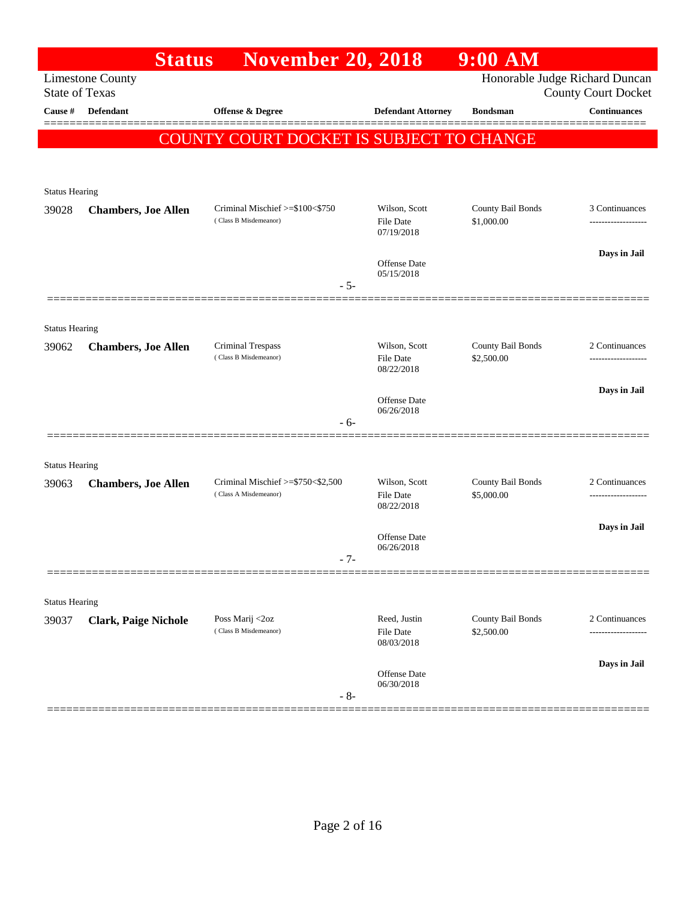# Status November 20, 2018 9:00 AM

Limestone County
State of Texas

Honorable Judge Richard Duncan
County Court Docket

| Cause # | Defendant | Offense & Degree | Defendant Attorney | Bondsman | Continuances |
|---|---|---|---|---|---|

**COUNTY COURT DOCKET IS SUBJECT TO CHANGE**

Status Hearing

| Cause # | Defendant | Offense & Degree | Defendant Attorney | Bondsman | Continuances |
|---|---|---|---|---|---|
| 39028 | **Chambers, Joe Allen** | Criminal Mischief >=$100<$750 (Class B Misdemeanor) | Wilson, Scott<br>File Date 07/19/2018<br>Offense Date 05/15/2018 | County Bail Bonds<br>$1,000.00 | 3 Continuances<br>-------------------<br>**Days in Jail** |

- 5-

Status Hearing

| Cause # | Defendant | Offense & Degree | Defendant Attorney | Bondsman | Continuances |
|---|---|---|---|---|---|
| 39062 | **Chambers, Joe Allen** | Criminal Trespass (Class B Misdemeanor) | Wilson, Scott<br>File Date 08/22/2018<br>Offense Date 06/26/2018 | County Bail Bonds<br>$2,500.00 | 2 Continuances<br>-------------------<br>**Days in Jail** |

- 6-

Status Hearing

| Cause # | Defendant | Offense & Degree | Defendant Attorney | Bondsman | Continuances |
|---|---|---|---|---|---|
| 39063 | **Chambers, Joe Allen** | Criminal Mischief >=$750<$2,500 (Class A Misdemeanor) | Wilson, Scott<br>File Date 08/22/2018<br>Offense Date 06/26/2018 | County Bail Bonds<br>$5,000.00 | 2 Continuances<br>-------------------<br>**Days in Jail** |

- 7-

Status Hearing

| Cause # | Defendant | Offense & Degree | Defendant Attorney | Bondsman | Continuances |
|---|---|---|---|---|---|
| 39037 | **Clark, Paige Nichole** | Poss Marij <2oz (Class B Misdemeanor) | Reed, Justin<br>File Date 08/03/2018<br>Offense Date 06/30/2018 | County Bail Bonds<br>$2,500.00 | 2 Continuances<br>-------------------<br>**Days in Jail** |

- 8-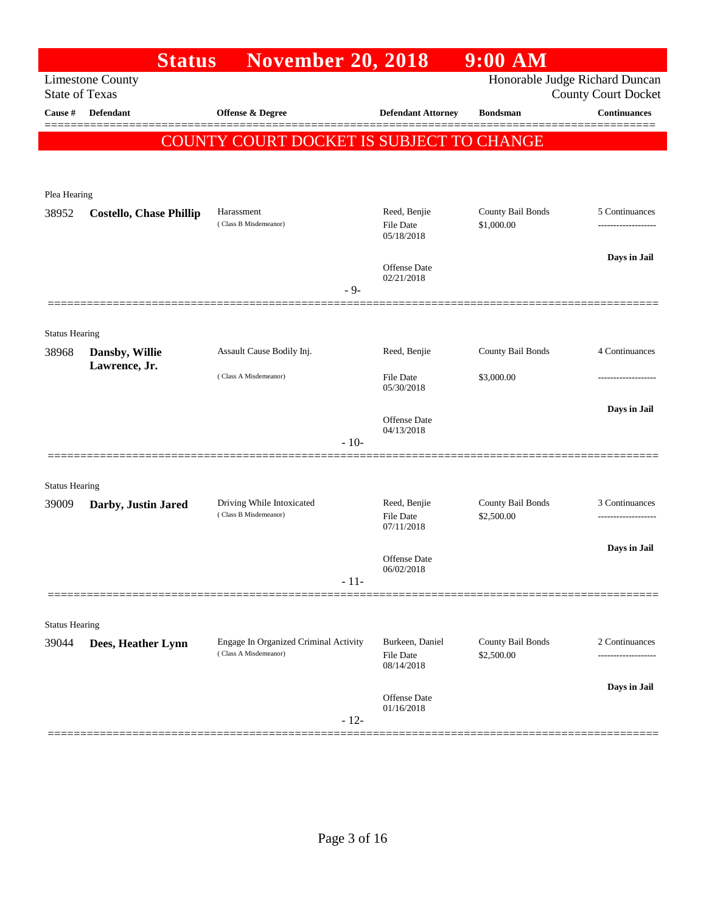# Status November 20, 2018 9:00 AM

Limestone County
State of Texas

Honorable Judge Richard Duncan
County Court Docket

| Cause # | Defendant | Offense & Degree | Defendant Attorney | Bondsman | Continuances |
|---|---|---|---|---|---|

## COUNTY COURT DOCKET IS SUBJECT TO CHANGE

**Plea Hearing**

| Cause # | Defendant | Offense & Degree | Defendant Attorney | Bondsman | Continuances |
|---|---|---|---|---|---|
| 38952 | **Costello, Chase Phillip** | Harassment (Class B Misdemeanor) | Reed, Benjie<br>File Date 05/18/2018<br>Offense Date 02/21/2018 | County Bail Bonds<br>$1,000.00 | 5 Continuances<br>Days in Jail |

- 9-

**Status Hearing**

| Cause # | Defendant | Offense & Degree | Defendant Attorney | Bondsman | Continuances |
|---|---|---|---|---|---|
| 38968 | **Dansby, Willie Lawrence, Jr.** | Assault Cause Bodily Inj. (Class A Misdemeanor) | Reed, Benjie<br>File Date 05/30/2018<br>Offense Date 04/13/2018 | County Bail Bonds<br>$3,000.00 | 4 Continuances<br>Days in Jail |

- 10-

**Status Hearing**

| Cause # | Defendant | Offense & Degree | Defendant Attorney | Bondsman | Continuances |
|---|---|---|---|---|---|
| 39009 | **Darby, Justin Jared** | Driving While Intoxicated (Class B Misdemeanor) | Reed, Benjie<br>File Date 07/11/2018<br>Offense Date 06/02/2018 | County Bail Bonds<br>$2,500.00 | 3 Continuances<br>Days in Jail |

- 11-

**Status Hearing**

| Cause # | Defendant | Offense & Degree | Defendant Attorney | Bondsman | Continuances |
|---|---|---|---|---|---|
| 39044 | **Dees, Heather Lynn** | Engage In Organized Criminal Activity (Class A Misdemeanor) | Burkeen, Daniel<br>File Date 08/14/2018<br>Offense Date 01/16/2018 | County Bail Bonds<br>$2,500.00 | 2 Continuances<br>Days in Jail |

- 12-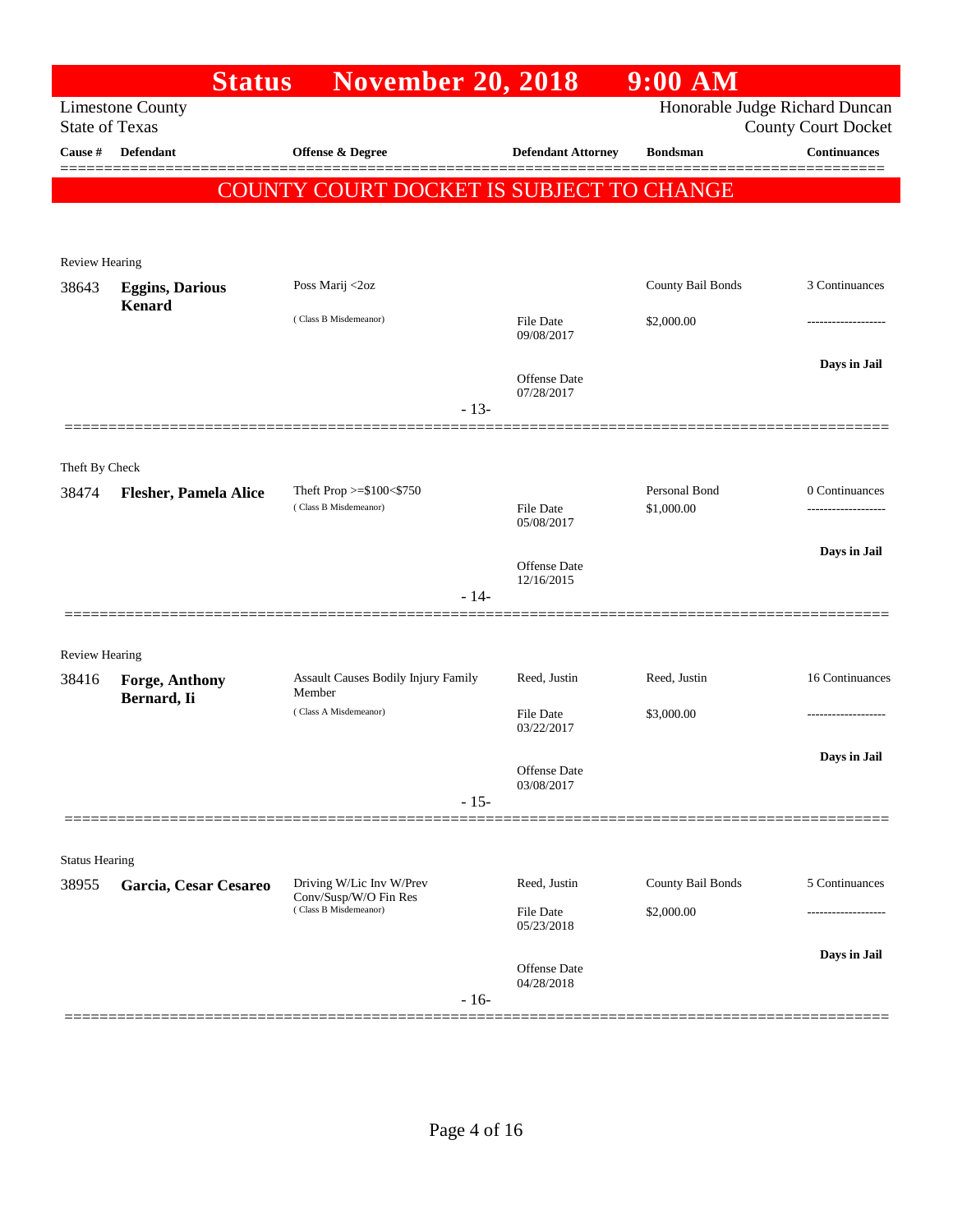# Status November 20, 2018 9:00 AM

Limestone County
State of Texas

Honorable Judge Richard Duncan
County Court Docket

| Cause # | Defendant | Offense & Degree | Defendant Attorney | Bondsman | Continuances |
|---|---|---|---|---|---|

**COUNTY COURT DOCKET IS SUBJECT TO CHANGE**

---

Review Hearing

| Cause # | Defendant | Offense & Degree | Defendant Attorney | Bondsman | Continuances |
|---|---|---|---|---|---|
| 38643 | **Eggins, Darious Kenard** | Poss Marij <2oz (Class B Misdemeanor) | | County Bail Bonds | 3 Continuances |
| | | | File Date 09/08/2017 | $2,000.00 | ------------------- |
| | | | Offense Date 07/28/2017 | | **Days in Jail** |

- 13-

---

Theft By Check

| Cause # | Defendant | Offense & Degree | Defendant Attorney | Bondsman | Continuances |
|---|---|---|---|---|---|
| 38474 | **Flesher, Pamela Alice** | Theft Prop >=$100<$750 (Class B Misdemeanor) | | Personal Bond | 0 Continuances |
| | | | File Date 05/08/2017 | $1,000.00 | ------------------- |
| | | | Offense Date 12/16/2015 | | **Days in Jail** |

- 14-

---

Review Hearing

| Cause # | Defendant | Offense & Degree | Defendant Attorney | Bondsman | Continuances |
|---|---|---|---|---|---|
| 38416 | **Forge, Anthony Bernard, Ii** | Assault Causes Bodily Injury Family Member (Class A Misdemeanor) | Reed, Justin | Reed, Justin | 16 Continuances |
| | | | File Date 03/22/2017 | $3,000.00 | ------------------- |
| | | | Offense Date 03/08/2017 | | **Days in Jail** |

- 15-

---

Status Hearing

| Cause # | Defendant | Offense & Degree | Defendant Attorney | Bondsman | Continuances |
|---|---|---|---|---|---|
| 38955 | **Garcia, Cesar Cesareo** | Driving W/Lic Inv W/Prev Conv/Susp/W/O Fin Res (Class B Misdemeanor) | Reed, Justin | County Bail Bonds | 5 Continuances |
| | | | File Date 05/23/2018 | $2,000.00 | ------------------- |
| | | | Offense Date 04/28/2018 | | **Days in Jail** |

- 16-

---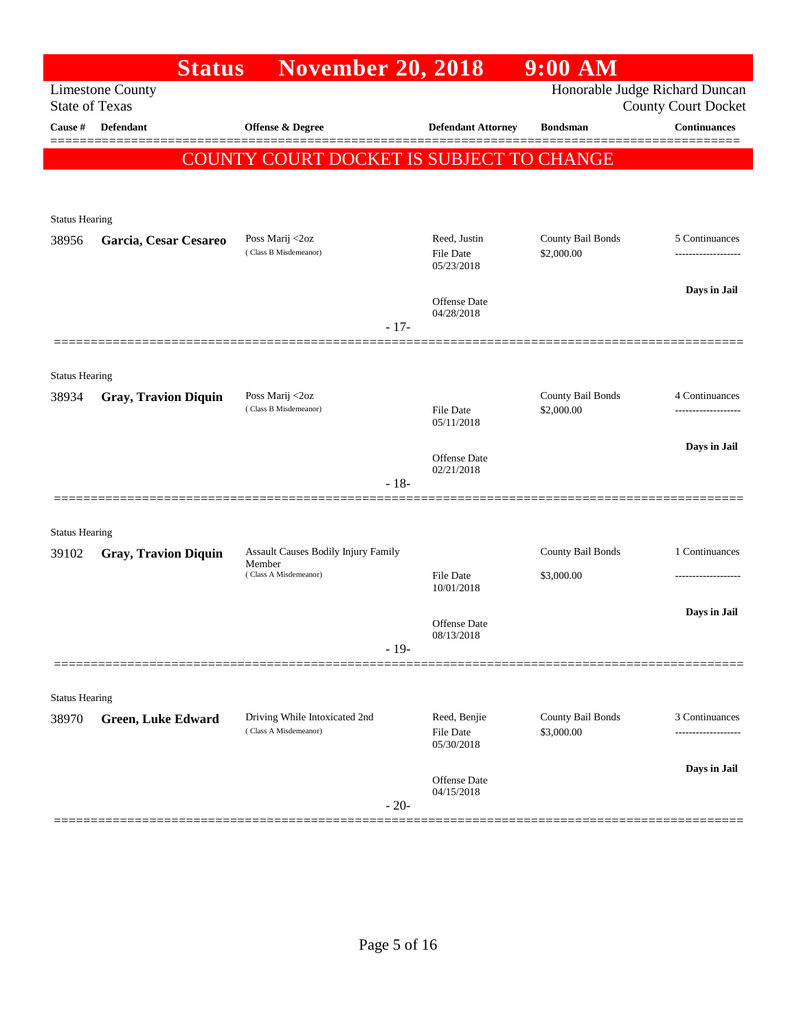# Status November 20, 2018 9:00 AM

Limestone County
State of Texas

Honorable Judge Richard Duncan
County Court Docket

**COUNTY COURT DOCKET IS SUBJECT TO CHANGE**

| Cause # | Defendant | Offense & Degree | Defendant Attorney | Bondsman | Continuances |
|---|---|---|---|---|---|
| Status Hearing | | | | | |
| 38956 | **Garcia, Cesar Cesareo** | Poss Marij <2oz (Class B Misdemeanor) | Reed, Justin<br>File Date 05/23/2018<br>Offense Date 04/28/2018 | County Bail Bonds<br>$2,000.00 | 5 Continuances<br>Days in Jail |
| | | | - 17- | | |
| Status Hearing | | | | | |
| 38934 | **Gray, Travion Diquin** | Poss Marij <2oz (Class B Misdemeanor) | File Date 05/11/2018<br>Offense Date 02/21/2018 | County Bail Bonds<br>$2,000.00 | 4 Continuances<br>Days in Jail |
| | | | - 18- | | |
| Status Hearing | | | | | |
| 39102 | **Gray, Travion Diquin** | Assault Causes Bodily Injury Family Member (Class A Misdemeanor) | File Date 10/01/2018<br>Offense Date 08/13/2018 | County Bail Bonds<br>$3,000.00 | 1 Continuances<br>Days in Jail |
| | | | - 19- | | |
| Status Hearing | | | | | |
| 38970 | **Green, Luke Edward** | Driving While Intoxicated 2nd (Class A Misdemeanor) | Reed, Benjie<br>File Date 05/30/2018<br>Offense Date 04/15/2018 | County Bail Bonds<br>$3,000.00 | 3 Continuances<br>Days in Jail |
| | | | - 20- | | |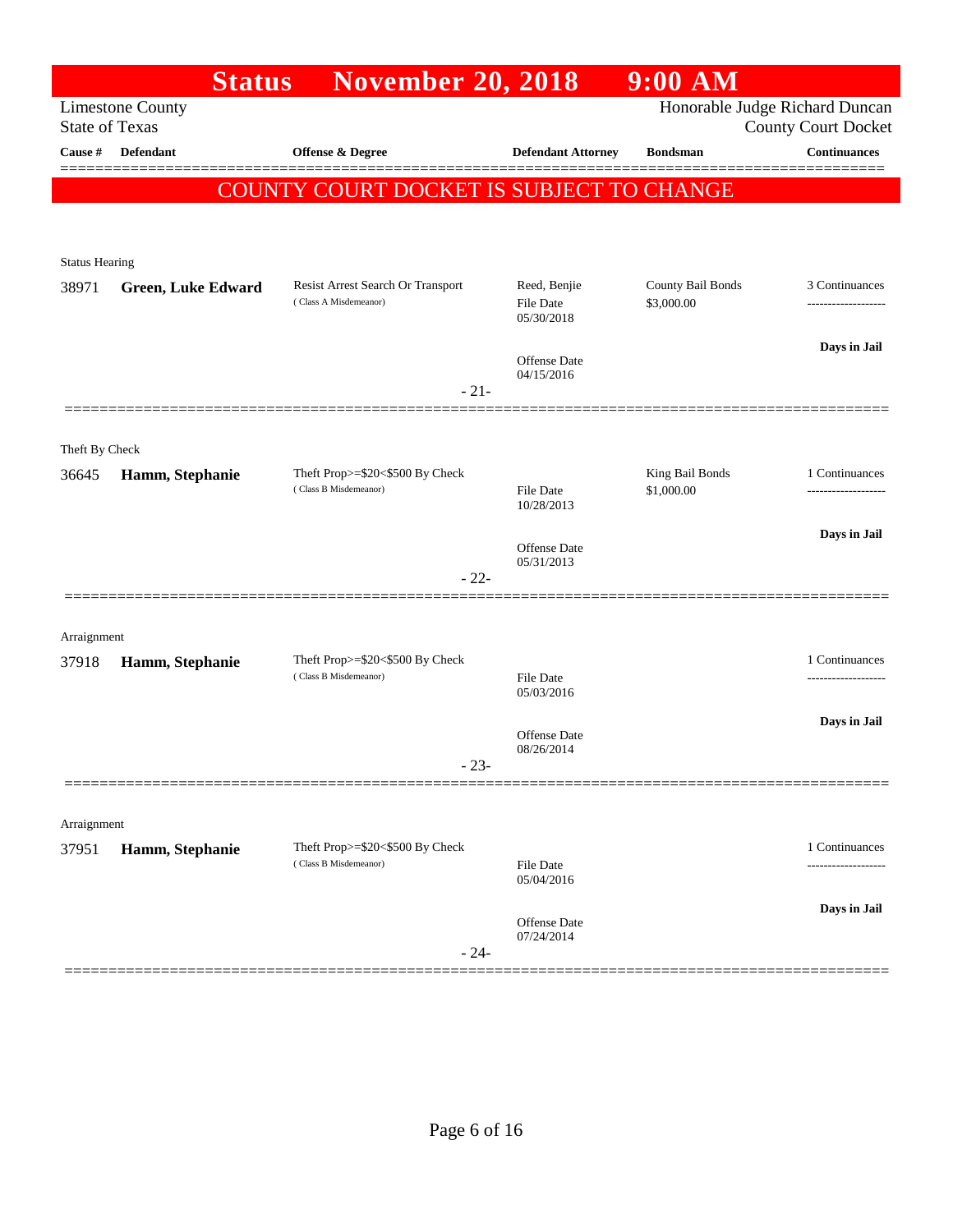# Status November 20, 2018 9:00 AM

Limestone County
State of Texas

Honorable Judge Richard Duncan
County Court Docket

| Cause # | Defendant | Offense & Degree | Defendant Attorney | Bondsman | Continuances |
|---|---|---|---|---|---|

**COUNTY COURT DOCKET IS SUBJECT TO CHANGE**

---

Status Hearing

| Cause # | Defendant | Offense & Degree | Defendant Attorney | Bondsman | Continuances |
|---|---|---|---|---|---|
| 38971 | **Green, Luke Edward** | Resist Arrest Search Or Transport (Class A Misdemeanor) | Reed, Benjie<br>File Date 05/30/2018<br>Offense Date 04/15/2016 | County Bail Bonds<br>$3,000.00 | 3 Continuances<br>**Days in Jail** |

- 21-

---

Theft By Check

| Cause # | Defendant | Offense & Degree | Defendant Attorney | Bondsman | Continuances |
|---|---|---|---|---|---|
| 36645 | **Hamm, Stephanie** | Theft Prop>=$20<$500 By Check (Class B Misdemeanor) | File Date 10/28/2013<br>Offense Date 05/31/2013 | King Bail Bonds<br>$1,000.00 | 1 Continuances<br>**Days in Jail** |

- 22-

---

Arraignment

| Cause # | Defendant | Offense & Degree | Defendant Attorney | Bondsman | Continuances |
|---|---|---|---|---|---|
| 37918 | **Hamm, Stephanie** | Theft Prop>=$20<$500 By Check (Class B Misdemeanor) | File Date 05/03/2016<br>Offense Date 08/26/2014 | | 1 Continuances<br>**Days in Jail** |

- 23-

---

Arraignment

| Cause # | Defendant | Offense & Degree | Defendant Attorney | Bondsman | Continuances |
|---|---|---|---|---|---|
| 37951 | **Hamm, Stephanie** | Theft Prop>=$20<$500 By Check (Class B Misdemeanor) | File Date 05/04/2016<br>Offense Date 07/24/2014 | | 1 Continuances<br>**Days in Jail** |

- 24-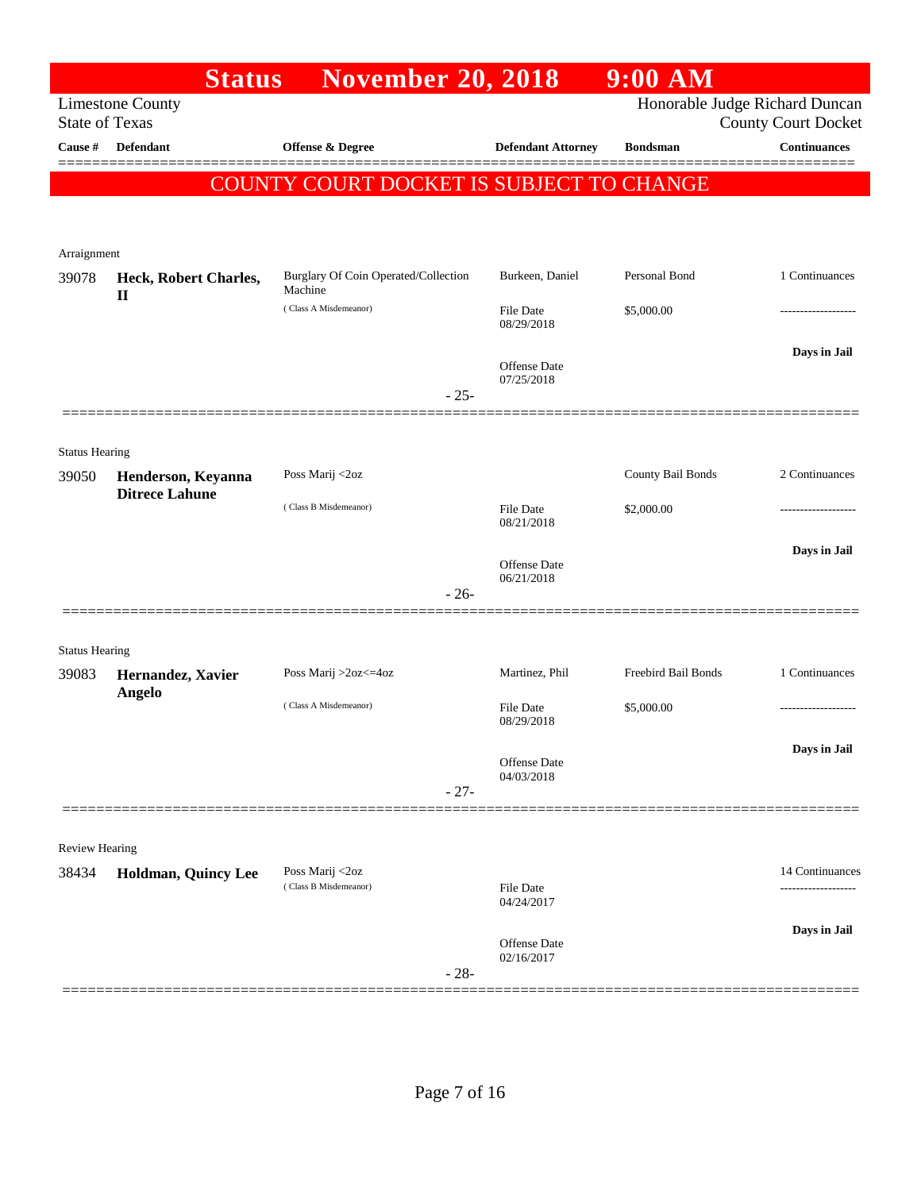# Status November 20, 2018 9:00 AM

Limestone County
State of Texas

Honorable Judge Richard Duncan
County Court Docket

| Cause # | Defendant | Offense & Degree | Defendant Attorney | Bondsman | Continuances |
|---|---|---|---|---|---|

**COUNTY COURT DOCKET IS SUBJECT TO CHANGE**

---

Arraignment

| Cause # | Defendant | Offense & Degree | Defendant Attorney | Bondsman | Continuances |
|---|---|---|---|---|---|
| 39078 | **Heck, Robert Charles, II** | Burglary Of Coin Operated/Collection Machine (Class A Misdemeanor) | Burkeen, Daniel | Personal Bond | 1 Continuances |
| | | | File Date 08/29/2018 | $5,000.00 | ------------------- |
| | | | Offense Date 07/25/2018 | | **Days in Jail** |

- 25-

---

Status Hearing

| Cause # | Defendant | Offense & Degree | Defendant Attorney | Bondsman | Continuances |
|---|---|---|---|---|---|
| 39050 | **Henderson, Keyanna Ditrece Lahune** | Poss Marij <2oz (Class B Misdemeanor) | | County Bail Bonds | 2 Continuances |
| | | | File Date 08/21/2018 | $2,000.00 | ------------------- |
| | | | Offense Date 06/21/2018 | | **Days in Jail** |

- 26-

---

Status Hearing

| Cause # | Defendant | Offense & Degree | Defendant Attorney | Bondsman | Continuances |
|---|---|---|---|---|---|
| 39083 | **Hernandez, Xavier Angelo** | Poss Marij >2oz<=4oz (Class A Misdemeanor) | Martinez, Phil | Freebird Bail Bonds | 1 Continuances |
| | | | File Date 08/29/2018 | $5,000.00 | ------------------- |
| | | | Offense Date 04/03/2018 | | **Days in Jail** |

- 27-

---

Review Hearing

| Cause # | Defendant | Offense & Degree | Defendant Attorney | Bondsman | Continuances |
|---|---|---|---|---|---|
| 38434 | **Holdman, Quincy Lee** | Poss Marij <2oz (Class B Misdemeanor) | | | 14 Continuances |
| | | | File Date 04/24/2017 | | ------------------- |
| | | | Offense Date 02/16/2017 | | **Days in Jail** |

- 28-

---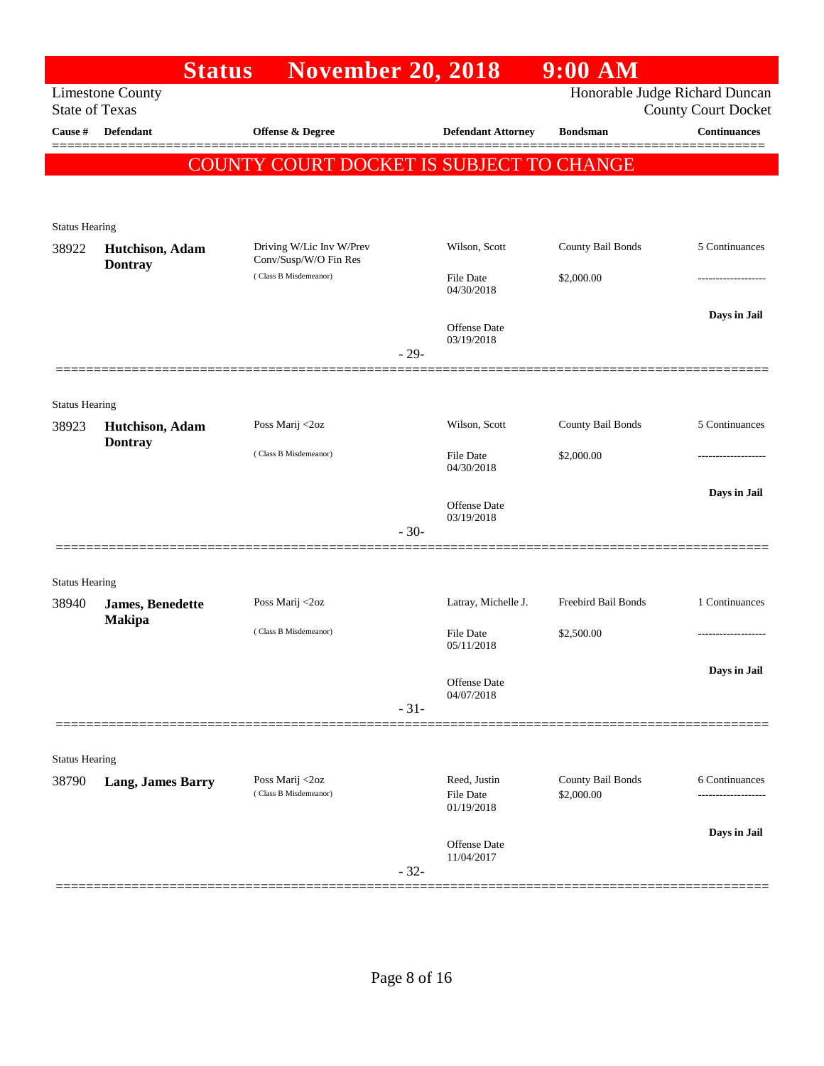# Status November 20, 2018 9:00 AM

Limestone County
State of Texas

Honorable Judge Richard Duncan
County Court Docket

| Cause # | Defendant | Offense & Degree | Defendant Attorney | Bondsman | Continuances |
|---|---|---|---|---|---|

**COUNTY COURT DOCKET IS SUBJECT TO CHANGE**

---

Status Hearing

| Cause # | Defendant | Offense & Degree | Defendant Attorney | Bondsman | Continuances |
|---|---|---|---|---|---|
| 38922 | **Hutchison, Adam Dontray** | Driving W/Lic Inv W/Prev Conv/Susp/W/O Fin Res (Class B Misdemeanor) | Wilson, Scott | County Bail Bonds | 5 Continuances |
| | | | File Date 04/30/2018 | $2,000.00 | ------------------- |
| | | | Offense Date 03/19/2018 | | **Days in Jail** |

- 29-

---

Status Hearing

| Cause # | Defendant | Offense & Degree | Defendant Attorney | Bondsman | Continuances |
|---|---|---|---|---|---|
| 38923 | **Hutchison, Adam Dontray** | Poss Marij <2oz (Class B Misdemeanor) | Wilson, Scott | County Bail Bonds | 5 Continuances |
| | | | File Date 04/30/2018 | $2,000.00 | ------------------- |
| | | | Offense Date 03/19/2018 | | **Days in Jail** |

- 30-

---

Status Hearing

| Cause # | Defendant | Offense & Degree | Defendant Attorney | Bondsman | Continuances |
|---|---|---|---|---|---|
| 38940 | **James, Benedette Makipa** | Poss Marij <2oz (Class B Misdemeanor) | Latray, Michelle J. | Freebird Bail Bonds | 1 Continuances |
| | | | File Date 05/11/2018 | $2,500.00 | ------------------- |
| | | | Offense Date 04/07/2018 | | **Days in Jail** |

- 31-

---

Status Hearing

| Cause # | Defendant | Offense & Degree | Defendant Attorney | Bondsman | Continuances |
|---|---|---|---|---|---|
| 38790 | **Lang, James Barry** | Poss Marij <2oz (Class B Misdemeanor) | Reed, Justin | County Bail Bonds | 6 Continuances |
| | | | File Date 01/19/2018 | $2,000.00 | ------------------- |
| | | | Offense Date 11/04/2017 | | **Days in Jail** |

- 32-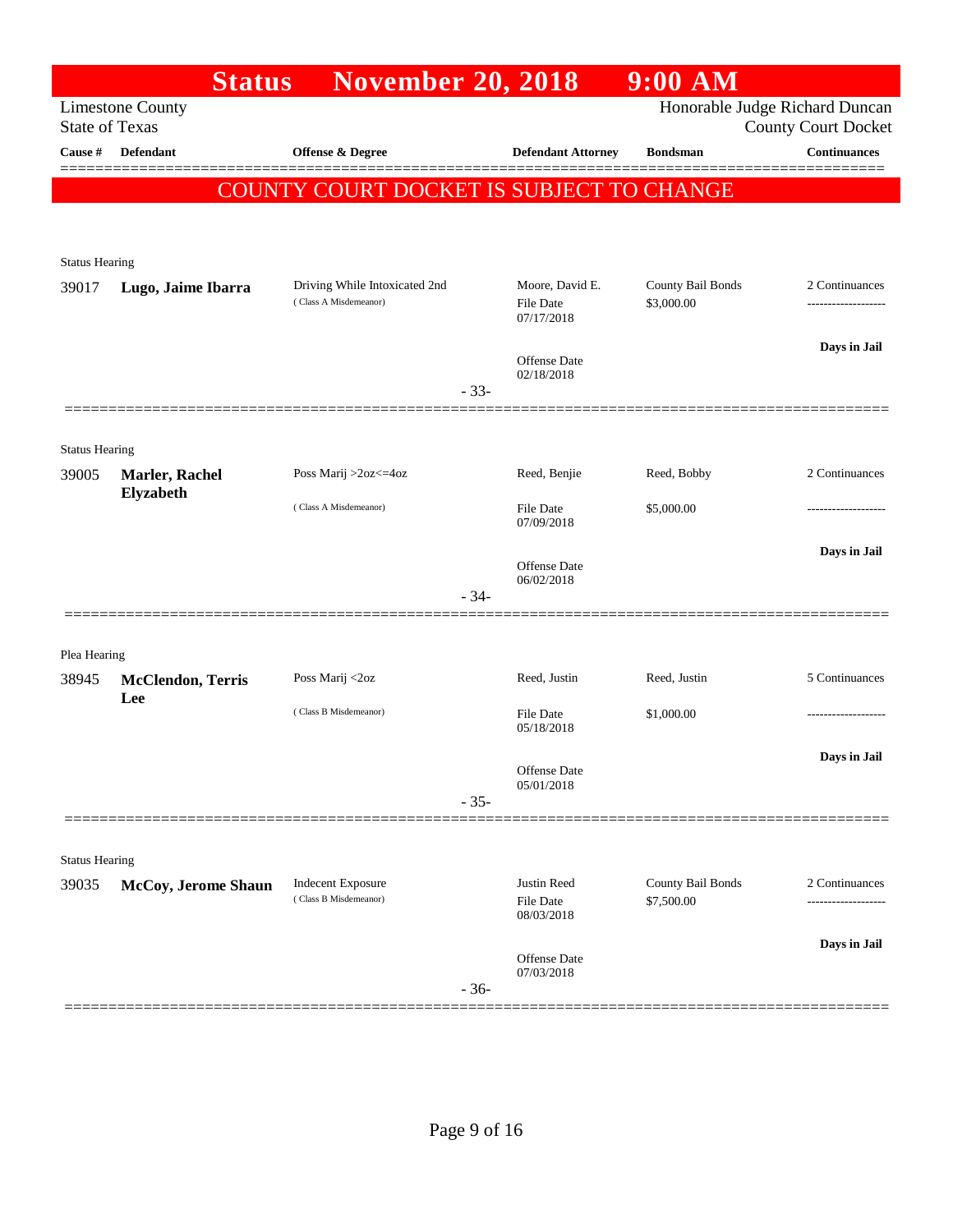# Status November 20, 2018 9:00 AM

Limestone County
State of Texas

Honorable Judge Richard Duncan
County Court Docket

| Cause # | Defendant | Offense & Degree | Defendant Attorney | Bondsman | Continuances |
|---|---|---|---|---|---|

**COUNTY COURT DOCKET IS SUBJECT TO CHANGE**

---

Status Hearing

| Cause # | Defendant | Offense & Degree | Defendant Attorney | Bondsman | Continuances |
|---|---|---|---|---|---|
| 39017 | **Lugo, Jaime Ibarra** | Driving While Intoxicated 2nd (Class A Misdemeanor) | Moore, David E.<br>File Date 07/17/2018<br>Offense Date 02/18/2018 | County Bail Bonds<br>$3,000.00 | 2 Continuances<br>-------------------<br>**Days in Jail** |

- 33-

---

Status Hearing

| Cause # | Defendant | Offense & Degree | Defendant Attorney | Bondsman | Continuances |
|---|---|---|---|---|---|
| 39005 | **Marler, Rachel Elyzabeth** | Poss Marij >2oz<=4oz (Class A Misdemeanor) | Reed, Benjie<br>File Date 07/09/2018<br>Offense Date 06/02/2018 | Reed, Bobby<br>$5,000.00 | 2 Continuances<br>-------------------<br>**Days in Jail** |

- 34-

---

Plea Hearing

| Cause # | Defendant | Offense & Degree | Defendant Attorney | Bondsman | Continuances |
|---|---|---|---|---|---|
| 38945 | **McClendon, Terris Lee** | Poss Marij <2oz (Class B Misdemeanor) | Reed, Justin<br>File Date 05/18/2018<br>Offense Date 05/01/2018 | Reed, Justin<br>$1,000.00 | 5 Continuances<br>-------------------<br>**Days in Jail** |

- 35-

---

Status Hearing

| Cause # | Defendant | Offense & Degree | Defendant Attorney | Bondsman | Continuances |
|---|---|---|---|---|---|
| 39035 | **McCoy, Jerome Shaun** | Indecent Exposure (Class B Misdemeanor) | Justin Reed<br>File Date 08/03/2018<br>Offense Date 07/03/2018 | County Bail Bonds<br>$7,500.00 | 2 Continuances<br>-------------------<br>**Days in Jail** |

- 36-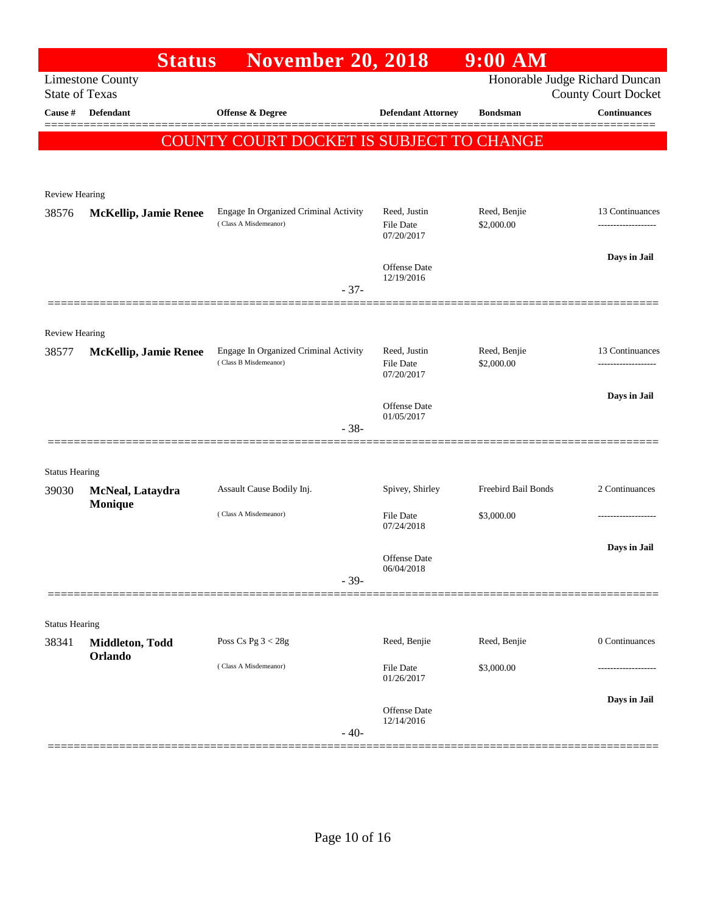# Status November 20, 2018 9:00 AM

Limestone County
State of Texas

Honorable Judge Richard Duncan
County Court Docket

**COUNTY COURT DOCKET IS SUBJECT TO CHANGE**

| Cause # | Defendant | Offense & Degree | Defendant Attorney | Bondsman | Continuances |
|---|---|---|---|---|---|
| Review Hearing | | | | | |
| 38576 | **McKellip, Jamie Renee** | Engage In Organized Criminal Activity (Class A Misdemeanor) | Reed, Justin<br>File Date 07/20/2017<br>Offense Date 12/19/2016 | Reed, Benjie<br>$2,000.00 | 13 Continuances<br>-------------------<br>**Days in Jail** |
| | | - 37- | | | |
| Review Hearing | | | | | |
| 38577 | **McKellip, Jamie Renee** | Engage In Organized Criminal Activity (Class B Misdemeanor) | Reed, Justin<br>File Date 07/20/2017<br>Offense Date 01/05/2017 | Reed, Benjie<br>$2,000.00 | 13 Continuances<br>-------------------<br>**Days in Jail** |
| | | - 38- | | | |
| Status Hearing | | | | | |
| 39030 | **McNeal, Lataydra Monique** | Assault Cause Bodily Inj. (Class A Misdemeanor) | Spivey, Shirley<br>File Date 07/24/2018<br>Offense Date 06/04/2018 | Freebird Bail Bonds<br>$3,000.00 | 2 Continuances<br>-------------------<br>**Days in Jail** |
| | | - 39- | | | |
| Status Hearing | | | | | |
| 38341 | **Middleton, Todd Orlando** | Poss Cs Pg 3 < 28g (Class A Misdemeanor) | Reed, Benjie<br>File Date 01/26/2017<br>Offense Date 12/14/2016 | Reed, Benjie<br>$3,000.00 | 0 Continuances<br>-------------------<br>**Days in Jail** |
| | | - 40- | | | |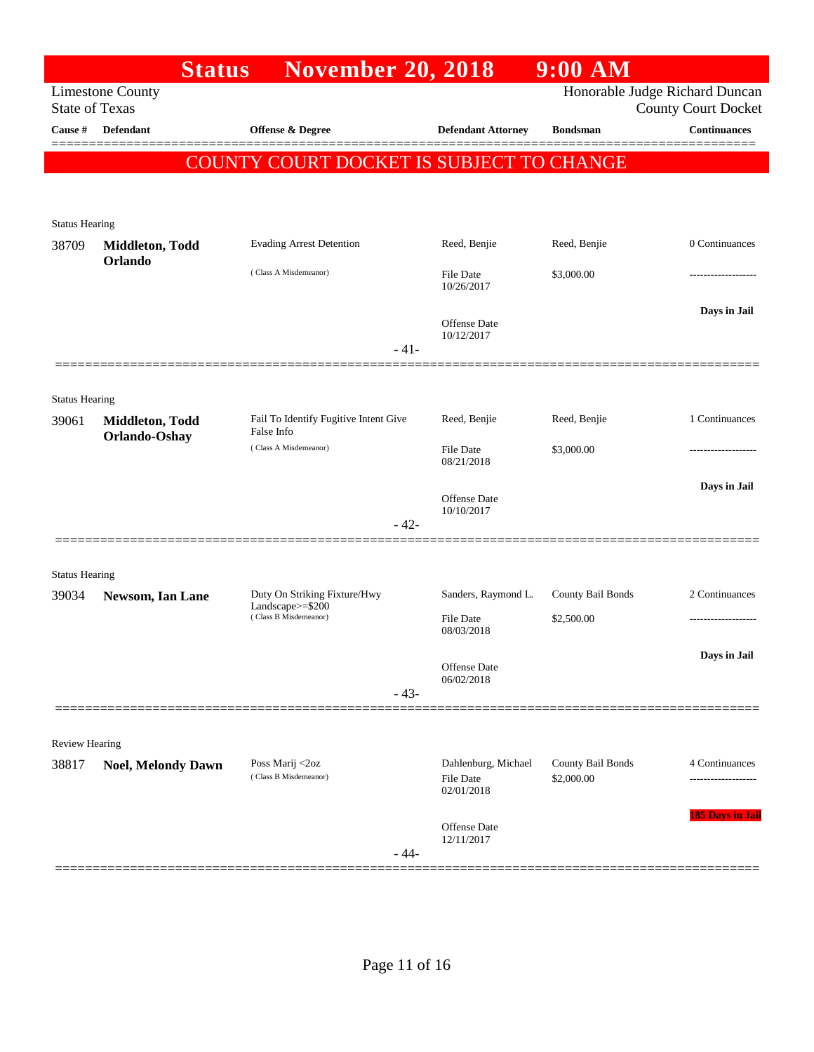# Status November 20, 2018 9:00 AM

Limestone County
State of Texas

Honorable Judge Richard Duncan
County Court Docket

**COUNTY COURT DOCKET IS SUBJECT TO CHANGE**

| Cause # | Defendant | Offense & Degree | Defendant Attorney | Bondsman | Continuances |
|---|---|---|---|---|---|
| *Status Hearing* | | | | | |
| 38709 | **Middleton, Todd Orlando** | Evading Arrest Detention (Class A Misdemeanor) | Reed, Benjie<br>File Date 10/26/2017<br>Offense Date 10/12/2017 | Reed, Benjie<br>$3,000.00 | 0 Continuances<br>-------------------<br>**Days in Jail** |
| | | - 41- | | | |
| *Status Hearing* | | | | | |
| 39061 | **Middleton, Todd Orlando-Oshay** | Fail To Identify Fugitive Intent Give False Info (Class A Misdemeanor) | Reed, Benjie<br>File Date 08/21/2018<br>Offense Date 10/10/2017 | Reed, Benjie<br>$3,000.00 | 1 Continuances<br>-------------------<br>**Days in Jail** |
| | | - 42- | | | |
| *Status Hearing* | | | | | |
| 39034 | **Newsom, Ian Lane** | Duty On Striking Fixture/Hwy Landscape>=$200 (Class B Misdemeanor) | Sanders, Raymond L.<br>File Date 08/03/2018<br>Offense Date 06/02/2018 | County Bail Bonds<br>$2,500.00 | 2 Continuances<br>-------------------<br>**Days in Jail** |
| | | - 43- | | | |
| *Review Hearing* | | | | | |
| 38817 | **Noel, Melondy Dawn** | Poss Marij <2oz (Class B Misdemeanor) | Dahlenburg, Michael<br>File Date 02/01/2018<br>Offense Date 12/11/2017 | County Bail Bonds<br>$2,000.00 | 4 Continuances<br>-------------------<br>**185 Days in Jail** |
| | | - 44- | | | |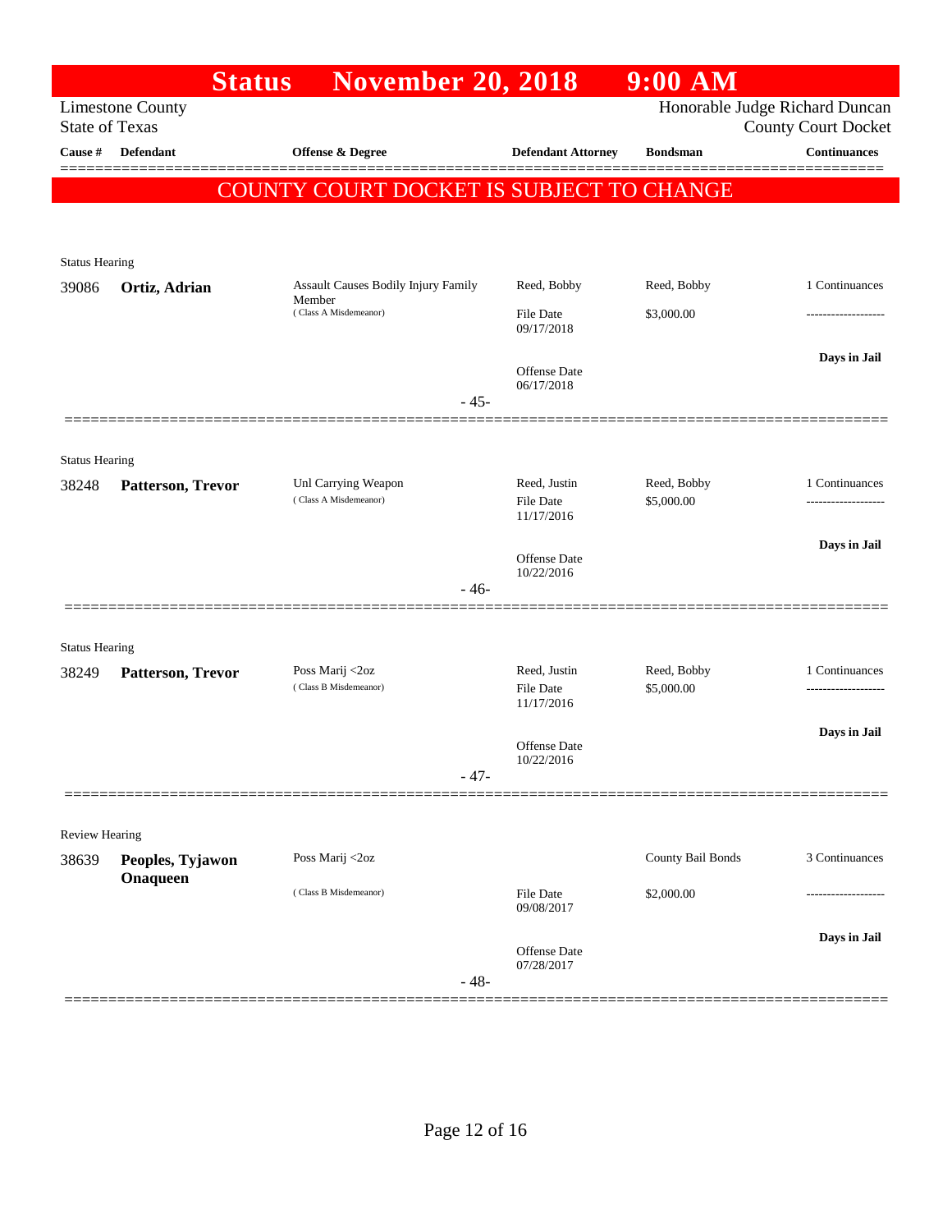# Status November 20, 2018 9:00 AM

Limestone County
State of Texas

Honorable Judge Richard Duncan
County Court Docket

**COUNTY COURT DOCKET IS SUBJECT TO CHANGE**

| Cause # | Defendant | Offense & Degree | Defendant Attorney | Bondsman | Continuances |
|---|---|---|---|---|---|
| **Status Hearing** | | | | | |
| 39086 | **Ortiz, Adrian** | Assault Causes Bodily Injury Family Member (Class A Misdemeanor) | Reed, Bobby<br>File Date 09/17/2018<br>Offense Date 06/17/2018 | Reed, Bobby<br>$3,000.00 | 1 Continuances<br>-------------------<br>**Days in Jail** |
| | | - 45- | | | |
| **Status Hearing** | | | | | |
| 38248 | **Patterson, Trevor** | Unl Carrying Weapon (Class A Misdemeanor) | Reed, Justin<br>File Date 11/17/2016<br>Offense Date 10/22/2016 | Reed, Bobby<br>$5,000.00 | 1 Continuances<br>-------------------<br>**Days in Jail** |
| | | - 46- | | | |
| **Status Hearing** | | | | | |
| 38249 | **Patterson, Trevor** | Poss Marij <2oz (Class B Misdemeanor) | Reed, Justin<br>File Date 11/17/2016<br>Offense Date 10/22/2016 | Reed, Bobby<br>$5,000.00 | 1 Continuances<br>-------------------<br>**Days in Jail** |
| | | - 47- | | | |
| **Review Hearing** | | | | | |
| 38639 | **Peoples, Tyjawon Onaqueen** | Poss Marij <2oz (Class B Misdemeanor) | File Date 09/08/2017<br>Offense Date 07/28/2017 | County Bail Bonds<br>$2,000.00 | 3 Continuances<br>-------------------<br>**Days in Jail** |
| | | - 48- | | | |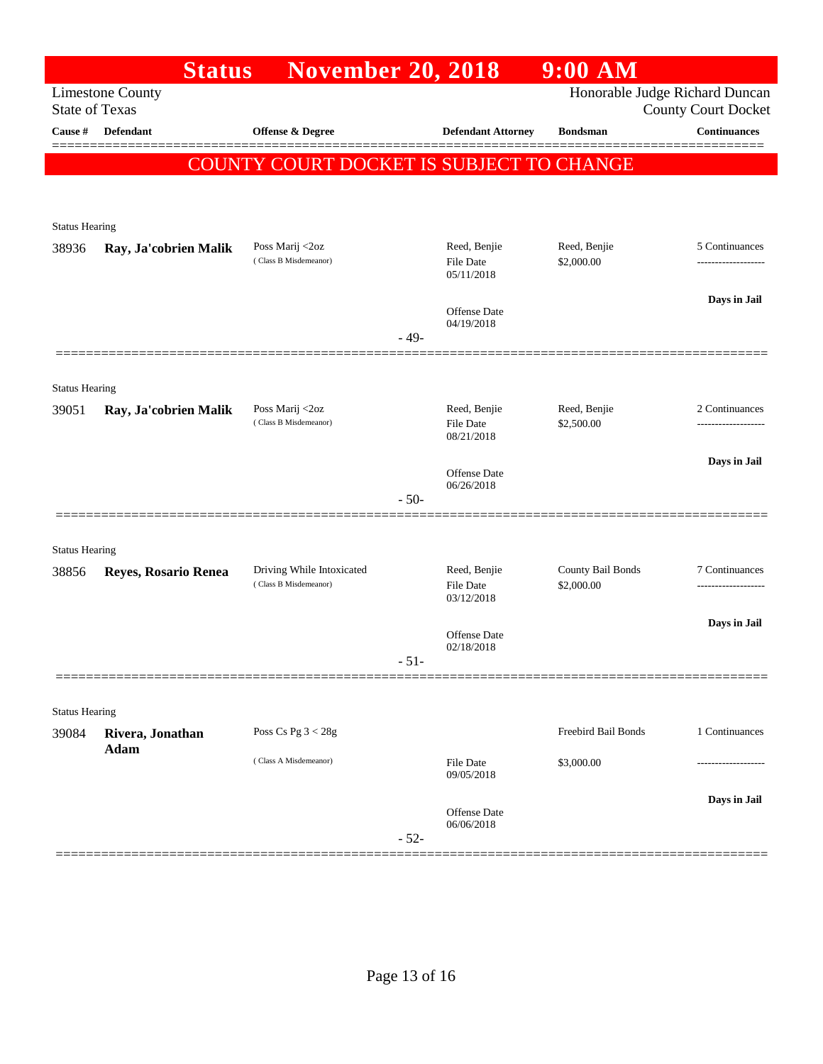# Status November 20, 2018 9:00 AM

Limestone County
State of Texas

Honorable Judge Richard Duncan
County Court Docket

| Cause # | Defendant | Offense & Degree | Defendant Attorney | Bondsman | Continuances |
|---|---|---|---|---|---|

**COUNTY COURT DOCKET IS SUBJECT TO CHANGE**

---

Status Hearing

| Cause # | Defendant | Offense & Degree | Defendant Attorney | Bondsman | Continuances |
|---|---|---|---|---|---|
| 38936 | **Ray, Ja'cobrien Malik** | Poss Marij <2oz (Class B Misdemeanor) | Reed, Benjie<br>File Date 05/11/2018<br>Offense Date 04/19/2018 | Reed, Benjie<br>$2,000.00 | 5 Continuances<br>-------------------<br>**Days in Jail** |

- 49-

---

Status Hearing

| Cause # | Defendant | Offense & Degree | Defendant Attorney | Bondsman | Continuances |
|---|---|---|---|---|---|
| 39051 | **Ray, Ja'cobrien Malik** | Poss Marij <2oz (Class B Misdemeanor) | Reed, Benjie<br>File Date 08/21/2018<br>Offense Date 06/26/2018 | Reed, Benjie<br>$2,500.00 | 2 Continuances<br>-------------------<br>**Days in Jail** |

- 50-

---

Status Hearing

| Cause # | Defendant | Offense & Degree | Defendant Attorney | Bondsman | Continuances |
|---|---|---|---|---|---|
| 38856 | **Reyes, Rosario Renea** | Driving While Intoxicated (Class B Misdemeanor) | Reed, Benjie<br>File Date 03/12/2018<br>Offense Date 02/18/2018 | County Bail Bonds<br>$2,000.00 | 7 Continuances<br>-------------------<br>**Days in Jail** |

- 51-

---

Status Hearing

| Cause # | Defendant | Offense & Degree | Defendant Attorney | Bondsman | Continuances |
|---|---|---|---|---|---|
| 39084 | **Rivera, Jonathan Adam** | Poss Cs Pg 3 < 28g (Class A Misdemeanor) | File Date 09/05/2018<br>Offense Date 06/06/2018 | Freebird Bail Bonds<br>$3,000.00 | 1 Continuances<br>-------------------<br>**Days in Jail** |

- 52-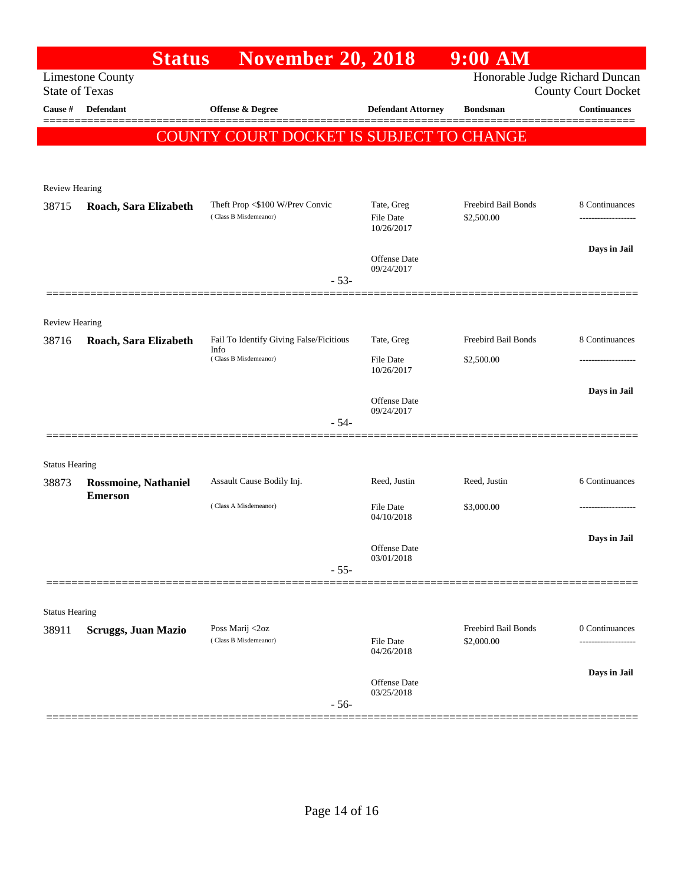# Status November 20, 2018 9:00 AM

Limestone County
State of Texas

Honorable Judge Richard Duncan
County Court Docket

**COUNTY COURT DOCKET IS SUBJECT TO CHANGE**

| Cause # | Defendant | Offense & Degree | Defendant Attorney | Bondsman | Continuances |
|---|---|---|---|---|---|
| **Review Hearing** | | | | | |
| 38715 | **Roach, Sara Elizabeth** | Theft Prop <$100 W/Prev Convic (Class B Misdemeanor) | Tate, Greg<br>File Date 10/26/2017<br>Offense Date 09/24/2017 | Freebird Bail Bonds<br>$2,500.00 | 8 Continuances<br>-------------------<br>**Days in Jail** |
| | | - 53- | | | |
| **Review Hearing** | | | | | |
| 38716 | **Roach, Sara Elizabeth** | Fail To Identify Giving False/Ficitious Info (Class B Misdemeanor) | Tate, Greg<br>File Date 10/26/2017<br>Offense Date 09/24/2017 | Freebird Bail Bonds<br>$2,500.00 | 8 Continuances<br>-------------------<br>**Days in Jail** |
| | | - 54- | | | |
| **Status Hearing** | | | | | |
| 38873 | **Rossmoine, Nathaniel Emerson** | Assault Cause Bodily Inj. (Class A Misdemeanor) | Reed, Justin<br>File Date 04/10/2018<br>Offense Date 03/01/2018 | Reed, Justin<br>$3,000.00 | 6 Continuances<br>-------------------<br>**Days in Jail** |
| | | - 55- | | | |
| **Status Hearing** | | | | | |
| 38911 | **Scruggs, Juan Mazio** | Poss Marij <2oz (Class B Misdemeanor) | File Date 04/26/2018<br>Offense Date 03/25/2018 | Freebird Bail Bonds<br>$2,000.00 | 0 Continuances<br>-------------------<br>**Days in Jail** |
| | | - 56- | | | |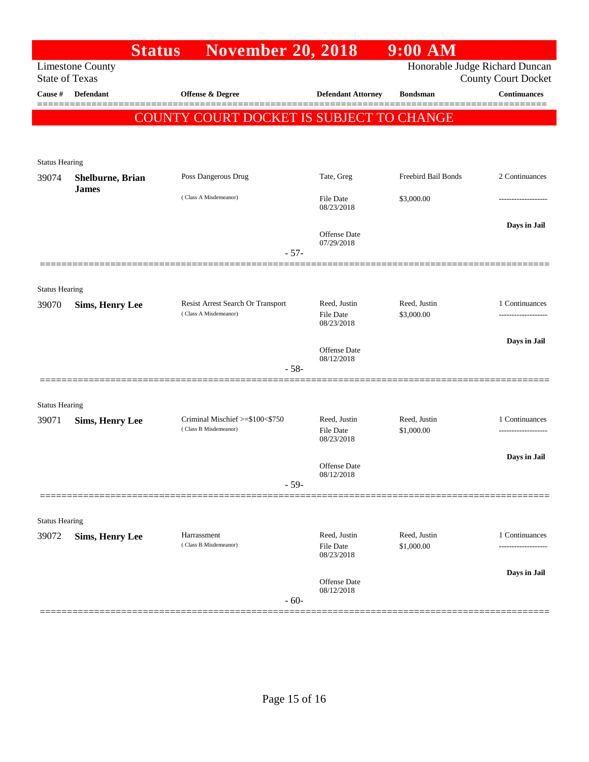# Status November 20, 2018 9:00 AM

Limestone County
State of Texas

Honorable Judge Richard Duncan
County Court Docket

| Cause # | Defendant | Offense & Degree | Defendant Attorney | Bondsman | Continuances |
|---|---|---|---|---|---|

**COUNTY COURT DOCKET IS SUBJECT TO CHANGE**

Status Hearing

| Cause # | Defendant | Offense & Degree | Defendant Attorney | Bondsman | Continuances |
|---|---|---|---|---|---|
| 39074 | **Shelburne, Brian James** | Poss Dangerous Drug (Class A Misdemeanor) | Tate, Greg<br>File Date 08/23/2018<br>Offense Date 07/29/2018 | Freebird Bail Bonds<br>$3,000.00 | 2 Continuances<br>-------------------<br>**Days in Jail** |

- 57-

Status Hearing

| Cause # | Defendant | Offense & Degree | Defendant Attorney | Bondsman | Continuances |
|---|---|---|---|---|---|
| 39070 | **Sims, Henry Lee** | Resist Arrest Search Or Transport (Class A Misdemeanor) | Reed, Justin<br>File Date 08/23/2018<br>Offense Date 08/12/2018 | Reed, Justin<br>$3,000.00 | 1 Continuances<br>-------------------<br>**Days in Jail** |

- 58-

Status Hearing

| Cause # | Defendant | Offense & Degree | Defendant Attorney | Bondsman | Continuances |
|---|---|---|---|---|---|
| 39071 | **Sims, Henry Lee** | Criminal Mischief >=$100<$750 (Class B Misdemeanor) | Reed, Justin<br>File Date 08/23/2018<br>Offense Date 08/12/2018 | Reed, Justin<br>$1,000.00 | 1 Continuances<br>-------------------<br>**Days in Jail** |

- 59-

Status Hearing

| Cause # | Defendant | Offense & Degree | Defendant Attorney | Bondsman | Continuances |
|---|---|---|---|---|---|
| 39072 | **Sims, Henry Lee** | Harrassment (Class B Misdemeanor) | Reed, Justin<br>File Date 08/23/2018<br>Offense Date 08/12/2018 | Reed, Justin<br>$1,000.00 | 1 Continuances<br>-------------------<br>**Days in Jail** |

- 60-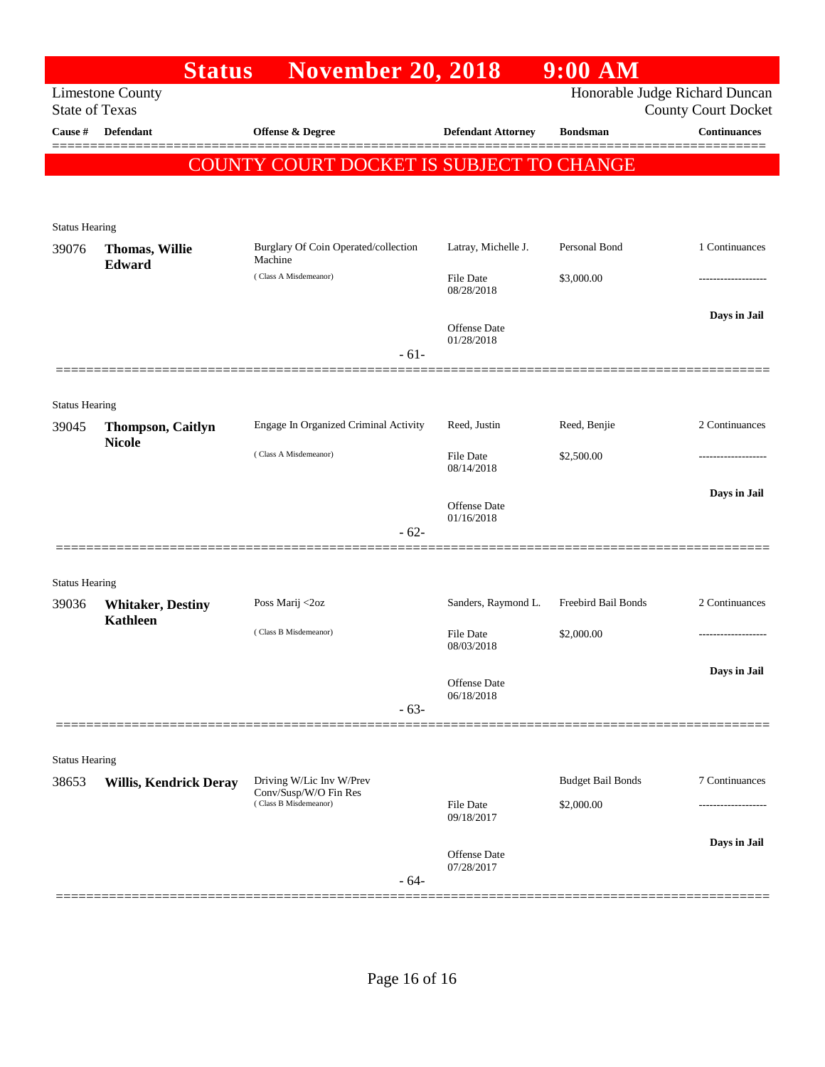# Status November 20, 2018 9:00 AM

Limestone County
State of Texas

Honorable Judge Richard Duncan
County Court Docket

| Cause # | Defendant | Offense & Degree | Defendant Attorney | Bondsman | Continuances |
|---|---|---|---|---|---|

**COUNTY COURT DOCKET IS SUBJECT TO CHANGE**

Status Hearing

| Cause # | Defendant | Offense & Degree | Defendant Attorney | Bondsman | Continuances |
|---|---|---|---|---|---|
| 39076 | **Thomas, Willie Edward** | Burglary Of Coin Operated/collection Machine (Class A Misdemeanor) | Latray, Michelle J. | Personal Bond | 1 Continuances |
| | | | File Date 08/28/2018 | $3,000.00 | ------------------- |
| | | | Offense Date 01/28/2018 | | Days in Jail |

- 61-

Status Hearing

| Cause # | Defendant | Offense & Degree | Defendant Attorney | Bondsman | Continuances |
|---|---|---|---|---|---|
| 39045 | **Thompson, Caitlyn Nicole** | Engage In Organized Criminal Activity (Class A Misdemeanor) | Reed, Justin | Reed, Benjie | 2 Continuances |
| | | | File Date 08/14/2018 | $2,500.00 | ------------------- |
| | | | Offense Date 01/16/2018 | | Days in Jail |

- 62-

Status Hearing

| Cause # | Defendant | Offense & Degree | Defendant Attorney | Bondsman | Continuances |
|---|---|---|---|---|---|
| 39036 | **Whitaker, Destiny Kathleen** | Poss Marij <2oz (Class B Misdemeanor) | Sanders, Raymond L. | Freebird Bail Bonds | 2 Continuances |
| | | | File Date 08/03/2018 | $2,000.00 | ------------------- |
| | | | Offense Date 06/18/2018 | | Days in Jail |

- 63-

Status Hearing

| Cause # | Defendant | Offense & Degree | Defendant Attorney | Bondsman | Continuances |
|---|---|---|---|---|---|
| 38653 | **Willis, Kendrick Deray** | Driving W/Lic Inv W/Prev Conv/Susp/W/O Fin Res (Class B Misdemeanor) | | Budget Bail Bonds | 7 Continuances |
| | | | File Date 09/18/2017 | $2,000.00 | ------------------- |
| | | | Offense Date 07/28/2017 | | Days in Jail |

- 64-